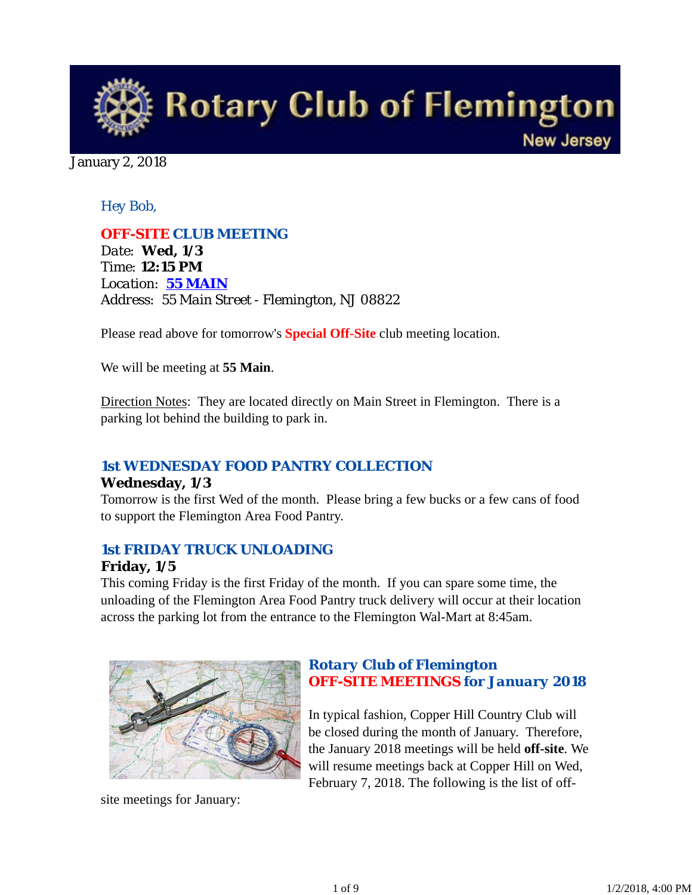# Rotary Club of Flemington

New Jersey

January 2, 2018

*Hey Bob,*

## OFF-SITE CLUB MEETING

Date: **Wed, 1/3**
Time: **12:15 PM**
*Location*: **55 MAIN**
Address: 55 Main Street - Flemington, NJ 08822

Please read above for tomorrow's **Special Off-Site** club meeting location.

We will be meeting at **55 Main**.

Direction Notes: They are located directly on Main Street in Flemington. There is a parking lot behind the building to park in.

## 1st WEDNESDAY FOOD PANTRY COLLECTION

**Wednesday, 1/3**
Tomorrow is the first Wed of the month. Please bring a few bucks or a few cans of food to support the Flemington Area Food Pantry.

## 1st FRIDAY TRUCK UNLOADING

**Friday, 1/5**
This coming Friday is the first Friday of the month. If you can spare some time, the unloading of the Flemington Area Food Pantry truck delivery will occur at their location across the parking lot from the entrance to the Flemington Wal-Mart at 8:45am.

## *Rotary Club of Flemington* OFF-SITE MEETINGS for *January* 2018

In typical fashion, Copper Hill Country Club will be closed during the month of January. Therefore, the January 2018 meetings will be held **off-site**. We will resume meetings back at Copper Hill on Wed, February 7, 2018. The following is the list of off-site meetings for January: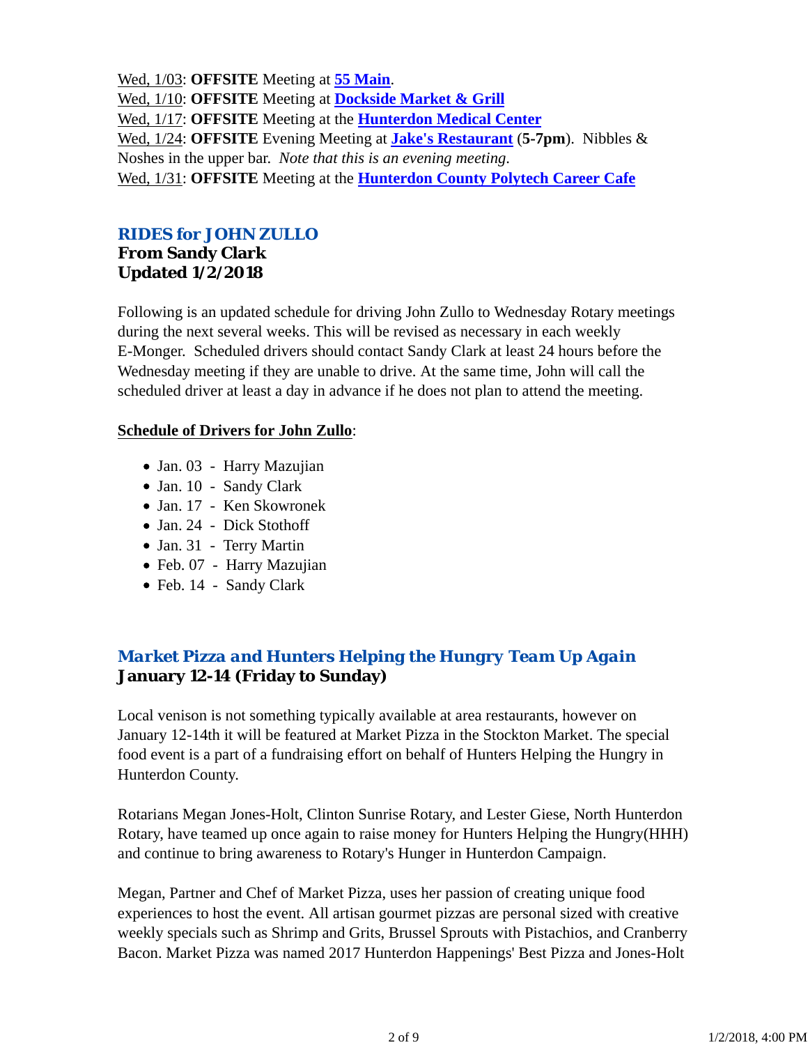Wed, 1/03: **OFFSITE** Meeting at **55 Main**.
Wed, 1/10: **OFFSITE** Meeting at **Dockside Market & Grill**
Wed, 1/17: **OFFSITE** Meeting at the **Hunterdon Medical Center**
Wed, 1/24: **OFFSITE** Evening Meeting at **Jake's Restaurant** (**5-7pm**). Nibbles & Noshes in the upper bar. *Note that this is an evening meeting.*
Wed, 1/31: **OFFSITE** Meeting at the **Hunterdon County Polytech Career Cafe**

## *RIDES for JOHN ZULLO*

**From Sandy Clark**
**Updated 1/2/2018**

Following is an updated schedule for driving John Zullo to Wednesday Rotary meetings during the next several weeks. This will be revised as necessary in each weekly E-Monger. Scheduled drivers should contact Sandy Clark at least 24 hours before the Wednesday meeting if they are unable to drive. At the same time, John will call the scheduled driver at least a day in advance if he does not plan to attend the meeting.

**Schedule of Drivers for John Zullo**:

- Jan. 03 - Harry Mazujian
- Jan. 10 - Sandy Clark
- Jan. 17 - Ken Skowronek
- Jan. 24 - Dick Stothoff
- Jan. 31 - Terry Martin
- Feb. 07 - Harry Mazujian
- Feb. 14 - Sandy Clark

## *Market Pizza and Hunters Helping the Hungry Team Up Again*

**January 12-14 (Friday to Sunday)**

Local venison is not something typically available at area restaurants, however on January 12-14th it will be featured at Market Pizza in the Stockton Market. The special food event is a part of a fundraising effort on behalf of Hunters Helping the Hungry in Hunterdon County.

Rotarians Megan Jones-Holt, Clinton Sunrise Rotary, and Lester Giese, North Hunterdon Rotary, have teamed up once again to raise money for Hunters Helping the Hungry(HHH) and continue to bring awareness to Rotary's Hunger in Hunterdon Campaign.

Megan, Partner and Chef of Market Pizza, uses her passion of creating unique food experiences to host the event. All artisan gourmet pizzas are personal sized with creative weekly specials such as Shrimp and Grits, Brussel Sprouts with Pistachios, and Cranberry Bacon. Market Pizza was named 2017 Hunterdon Happenings' Best Pizza and Jones-Holt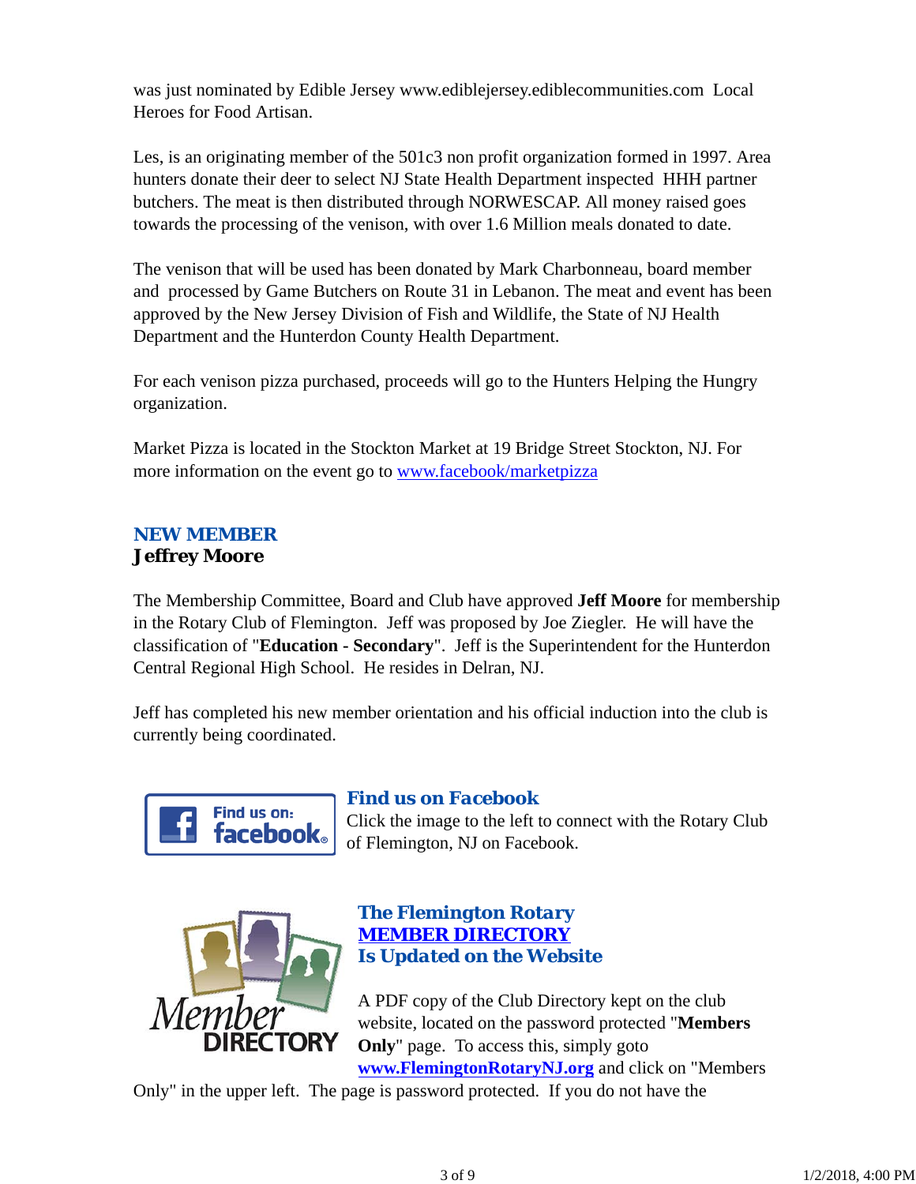was just nominated by Edible Jersey www.ediblejersey.ediblecommunities.com Local Heroes for Food Artisan.

Les, is an originating member of the 501c3 non profit organization formed in 1997. Area hunters donate their deer to select NJ State Health Department inspected HHH partner butchers. The meat is then distributed through NORWESCAP. All money raised goes towards the processing of the venison, with over 1.6 Million meals donated to date.

The venison that will be used has been donated by Mark Charbonneau, board member and processed by Game Butchers on Route 31 in Lebanon. The meat and event has been approved by the New Jersey Division of Fish and Wildlife, the State of NJ Health Department and the Hunterdon County Health Department.

For each venison pizza purchased, proceeds will go to the Hunters Helping the Hungry organization.

Market Pizza is located in the Stockton Market at 19 Bridge Street Stockton, NJ. For more information on the event go to www.facebook/marketpizza

## NEW MEMBER

### Jeffrey Moore

The Membership Committee, Board and Club have approved **Jeff Moore** for membership in the Rotary Club of Flemington. Jeff was proposed by Joe Ziegler. He will have the classification of "**Education - Secondary**". Jeff is the Superintendent for the Hunterdon Central Regional High School. He resides in Delran, NJ.

Jeff has completed his new member orientation and his official induction into the club is currently being coordinated.

## Find us on Facebook

Click the image to the left to connect with the Rotary Club of Flemington, NJ on Facebook.

## The Flemington Rotary MEMBER DIRECTORY Is Updated on the Website

A PDF copy of the Club Directory kept on the club website, located on the password protected "**Members Only**" page. To access this, simply goto **www.FlemingtonRotaryNJ.org** and click on "Members Only" in the upper left. The page is password protected. If you do not have the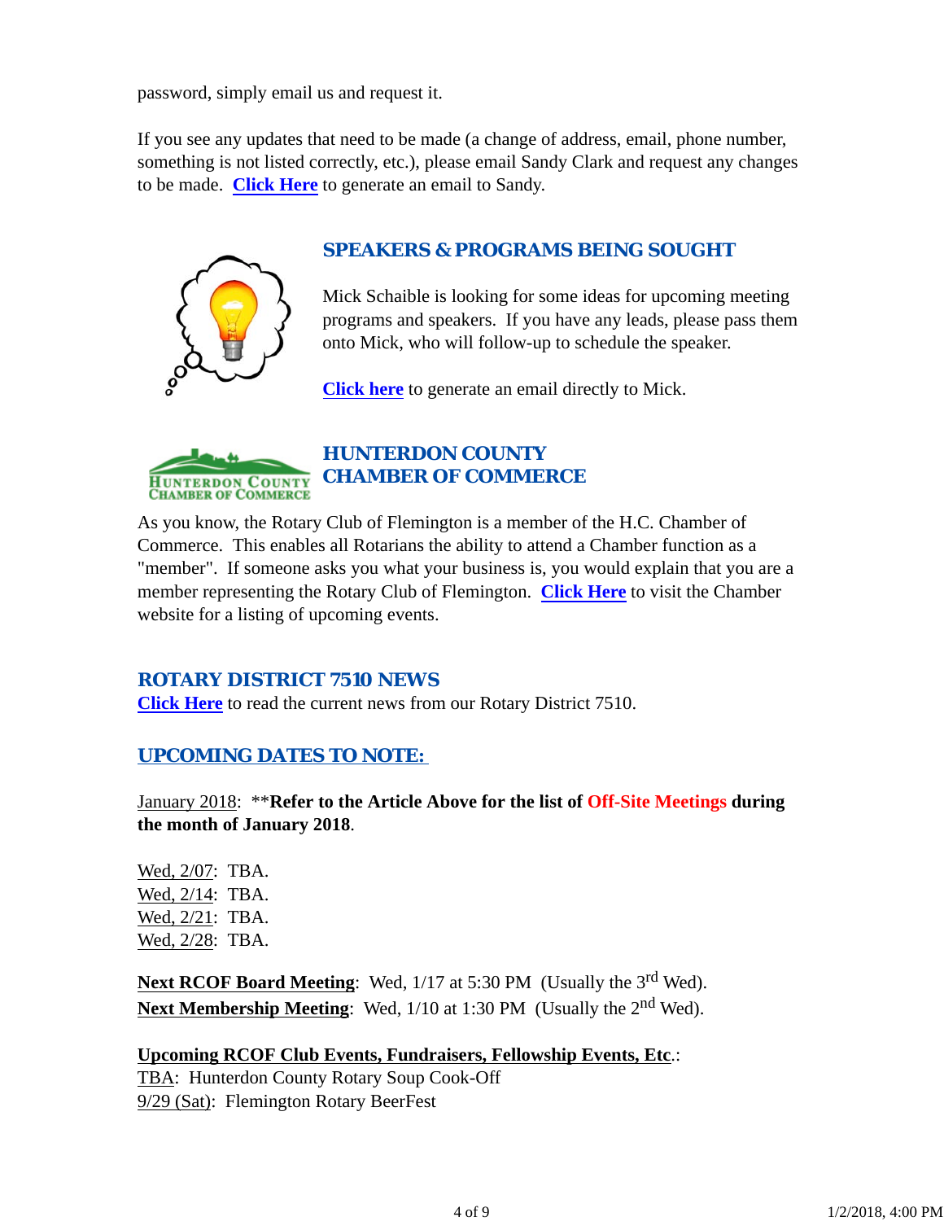password, simply email us and request it.

If you see any updates that need to be made (a change of address, email, phone number, something is not listed correctly, etc.), please email Sandy Clark and request any changes to be made. **Click Here** to generate an email to Sandy.

## SPEAKERS & PROGRAMS BEING SOUGHT

Mick Schaible is looking for some ideas for upcoming meeting programs and speakers. If you have any leads, please pass them onto Mick, who will follow-up to schedule the speaker.

**Click here** to generate an email directly to Mick.

## HUNTERDON COUNTY CHAMBER OF COMMERCE

As you know, the Rotary Club of Flemington is a member of the H.C. Chamber of Commerce. This enables all Rotarians the ability to attend a Chamber function as a "member". If someone asks you what your business is, you would explain that you are a member representing the Rotary Club of Flemington. **Click Here** to visit the Chamber website for a listing of upcoming events.

## ROTARY DISTRICT 7510 NEWS

**Click Here** to read the current news from our Rotary District 7510.

## UPCOMING DATES TO NOTE:

January 2018: ****Refer to the Article Above for the list of Off-Site Meetings during the month of January 2018**.

Wed, 2/07: TBA.
Wed, 2/14: TBA.
Wed, 2/21: TBA.
Wed, 2/28: TBA.

**Next RCOF Board Meeting**: Wed, 1/17 at 5:30 PM (Usually the 3rd Wed).
**Next Membership Meeting**: Wed, 1/10 at 1:30 PM (Usually the 2nd Wed).

**Upcoming RCOF Club Events, Fundraisers, Fellowship Events, Etc.**:
TBA: Hunterdon County Rotary Soup Cook-Off
9/29 (Sat): Flemington Rotary BeerFest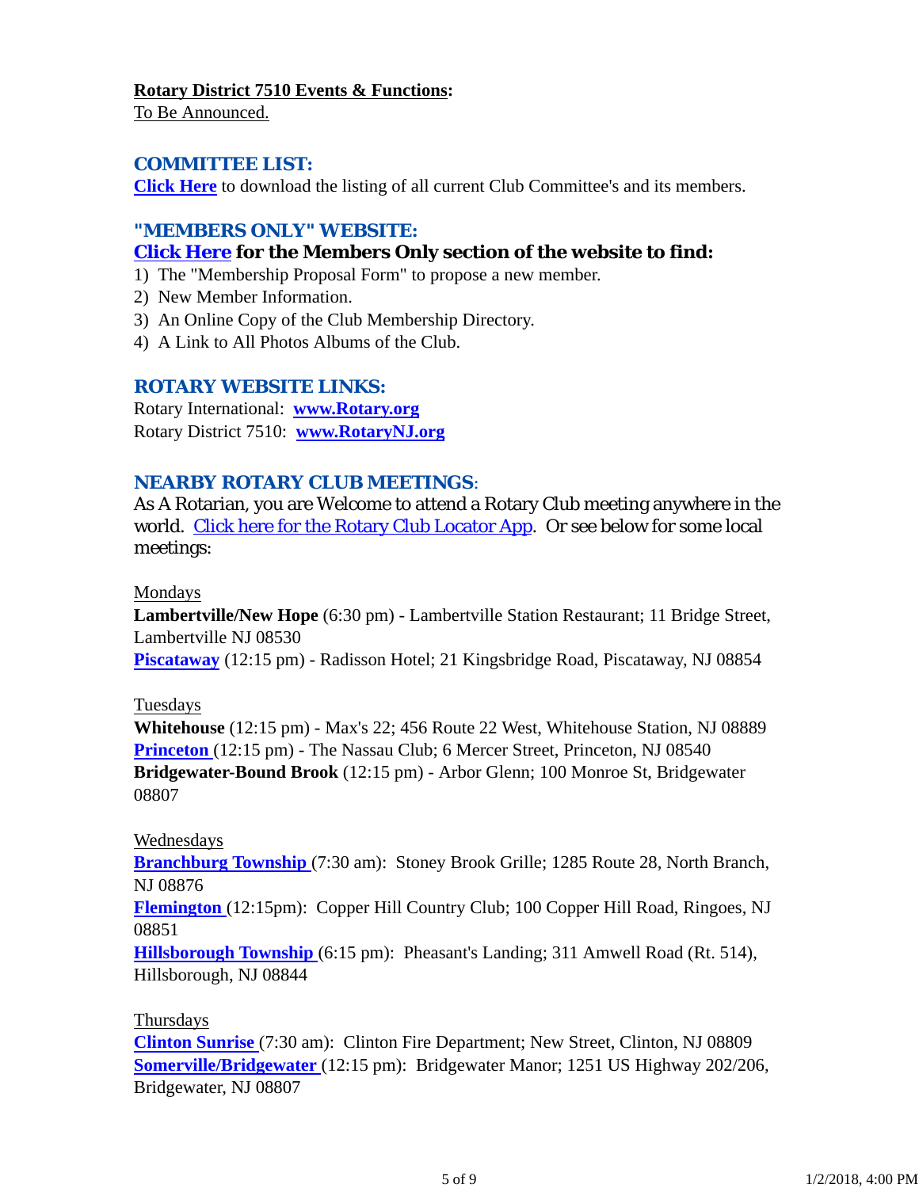**Rotary District 7510 Events & Functions:**
To Be Announced.

## COMMITTEE LIST:

**Click Here** to download the listing of all current Club Committee's and its members.

## "MEMBERS ONLY" WEBSITE:

### Click Here for the Members Only section of the website to find:

1) The "Membership Proposal Form" to propose a new member.
2) New Member Information.
3) An Online Copy of the Club Membership Directory.
4) A Link to All Photos Albums of the Club.

## ROTARY WEBSITE LINKS:

Rotary International: **www.Rotary.org**
Rotary District 7510: **www.RotaryNJ.org**

## NEARBY ROTARY CLUB MEETINGS:

As A Rotarian, you are Welcome to attend a Rotary Club meeting anywhere in the world. Click here for the Rotary Club Locator App. Or see below for some local meetings:

Mondays
**Lambertville/New Hope** (6:30 pm) - Lambertville Station Restaurant; 11 Bridge Street, Lambertville NJ 08530
**Piscataway** (12:15 pm) - Radisson Hotel; 21 Kingsbridge Road, Piscataway, NJ 08854

Tuesdays
**Whitehouse** (12:15 pm) - Max's 22; 456 Route 22 West, Whitehouse Station, NJ 08889
**Princeton** (12:15 pm) - The Nassau Club; 6 Mercer Street, Princeton, NJ 08540
**Bridgewater-Bound Brook** (12:15 pm) - Arbor Glenn; 100 Monroe St, Bridgewater 08807

Wednesdays
**Branchburg Township** (7:30 am): Stoney Brook Grille; 1285 Route 28, North Branch, NJ 08876
**Flemington** (12:15pm): Copper Hill Country Club; 100 Copper Hill Road, Ringoes, NJ 08851
**Hillsborough Township** (6:15 pm): Pheasant's Landing; 311 Amwell Road (Rt. 514), Hillsborough, NJ 08844

Thursdays
**Clinton Sunrise** (7:30 am): Clinton Fire Department; New Street, Clinton, NJ 08809
**Somerville/Bridgewater** (12:15 pm): Bridgewater Manor; 1251 US Highway 202/206, Bridgewater, NJ 08807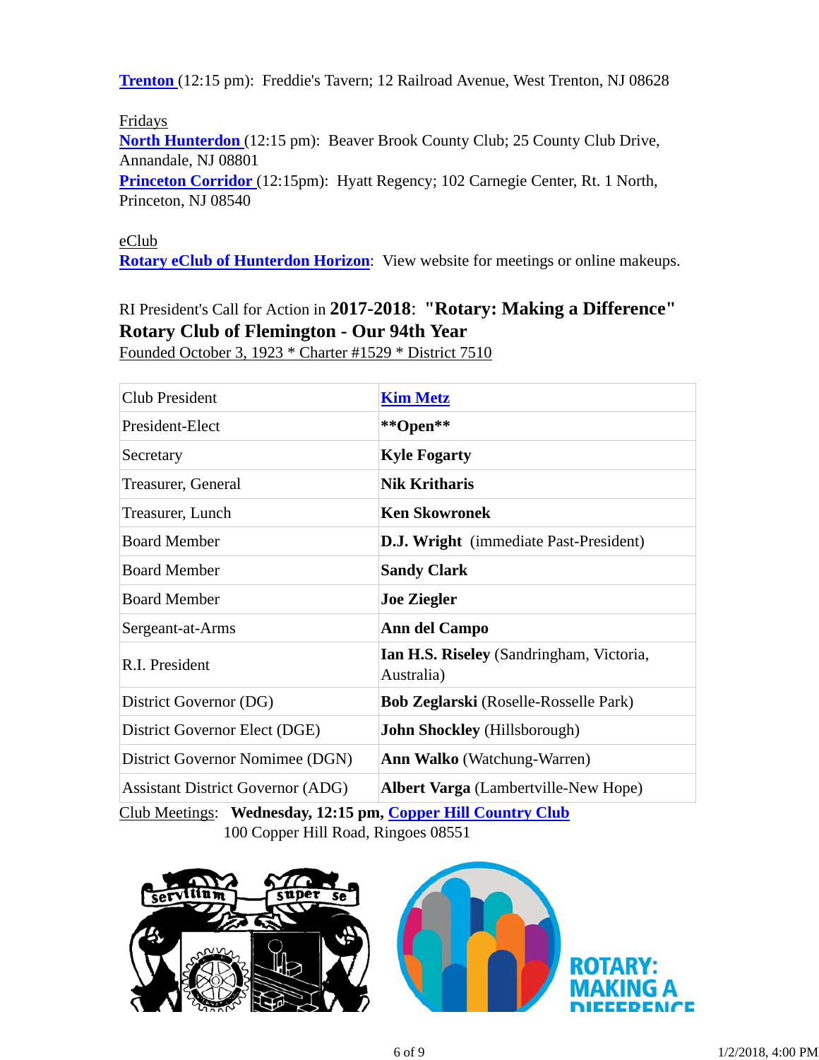**Trenton** (12:15 pm): Freddie's Tavern; 12 Railroad Avenue, West Trenton, NJ 08628

Fridays
**North Hunterdon** (12:15 pm): Beaver Brook County Club; 25 County Club Drive, Annandale, NJ 08801
**Princeton Corridor** (12:15pm): Hyatt Regency; 102 Carnegie Center, Rt. 1 North, Princeton, NJ 08540

eClub
**Rotary eClub of Hunterdon Horizon**: View website for meetings or online makeups.

RI President's Call for Action in **2017-2018**: **"Rotary: Making a Difference"**
**Rotary Club of Flemington - Our 94th Year**
Founded October 3, 1923 * Charter #1529 * District 7510

| | |
|---|---|
| Club President | **Kim Metz** |
| President-Elect | **\*\*Open\*\*** |
| Secretary | **Kyle Fogarty** |
| Treasurer, General | **Nik Kritharis** |
| Treasurer, Lunch | **Ken Skowronek** |
| Board Member | **D.J. Wright** (immediate Past-President) |
| Board Member | **Sandy Clark** |
| Board Member | **Joe Ziegler** |
| Sergeant-at-Arms | **Ann del Campo** |
| R.I. President | **Ian H.S. Riseley** (Sandringham, Victoria, Australia) |
| District Governor (DG) | **Bob Zeglarski** (Roselle-Rosselle Park) |
| District Governor Elect (DGE) | **John Shockley** (Hillsborough) |
| District Governor Nomimee (DGN) | **Ann Walko** (Watchung-Warren) |
| Assistant District Governor (ADG) | **Albert Varga** (Lambertville-New Hope) |

Club Meetings: **Wednesday, 12:15 pm, Copper Hill Country Club**
100 Copper Hill Road, Ringoes 08551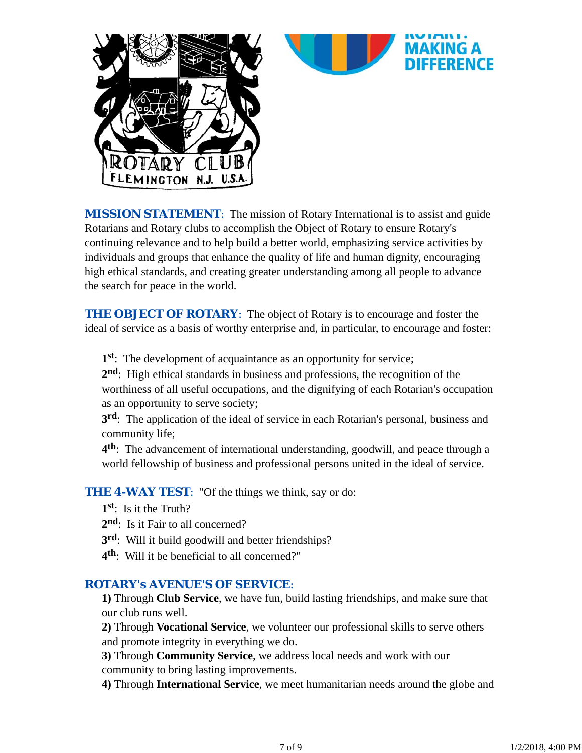ROTARY CLUB FLEMINGTON N.J. U.S.A.

ROTARY: MAKING A DIFFERENCE

**MISSION STATEMENT**: The mission of Rotary International is to assist and guide Rotarians and Rotary clubs to accomplish the Object of Rotary to ensure Rotary's continuing relevance and to help build a better world, emphasizing service activities by individuals and groups that enhance the quality of life and human dignity, encouraging high ethical standards, and creating greater understanding among all people to advance the search for peace in the world.

**THE OBJECT OF ROTARY**: The object of Rotary is to encourage and foster the ideal of service as a basis of worthy enterprise and, in particular, to encourage and foster:

**1st**: The development of acquaintance as an opportunity for service;
**2nd**: High ethical standards in business and professions, the recognition of the worthiness of all useful occupations, and the dignifying of each Rotarian's occupation as an opportunity to serve society;
**3rd**: The application of the ideal of service in each Rotarian's personal, business and community life;
**4th**: The advancement of international understanding, goodwill, and peace through a world fellowship of business and professional persons united in the ideal of service.

**THE 4-WAY TEST**: "Of the things we think, say or do:
**1st**: Is it the Truth?
**2nd**: Is it Fair to all concerned?
**3rd**: Will it build goodwill and better friendships?
**4th**: Will it be beneficial to all concerned?"

**ROTARY's AVENUE'S OF SERVICE**:
**1)** Through **Club Service**, we have fun, build lasting friendships, and make sure that our club runs well.
**2)** Through **Vocational Service**, we volunteer our professional skills to serve others and promote integrity in everything we do.
**3)** Through **Community Service**, we address local needs and work with our community to bring lasting improvements.
**4)** Through **International Service**, we meet humanitarian needs around the globe and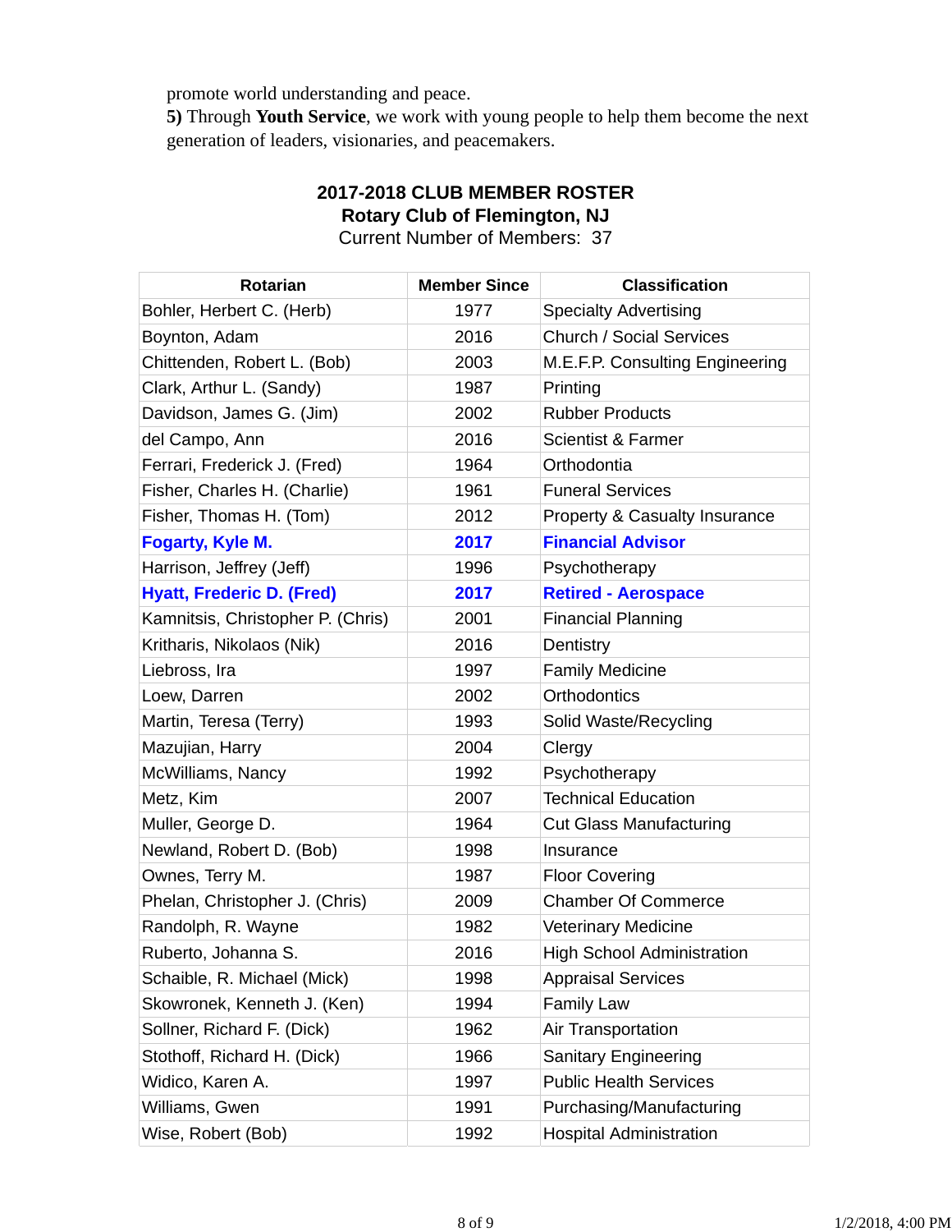promote world understanding and peace.

**5)** Through **Youth Service**, we work with young people to help them become the next generation of leaders, visionaries, and peacemakers.

## 2017-2018 CLUB MEMBER ROSTER
## Rotary Club of Flemington, NJ

Current Number of Members: 37

| Rotarian | Member Since | Classification |
|---|---|---|
| Bohler, Herbert C. (Herb) | 1977 | Specialty Advertising |
| Boynton, Adam | 2016 | Church / Social Services |
| Chittenden, Robert L. (Bob) | 2003 | M.E.F.P. Consulting Engineering |
| Clark, Arthur L. (Sandy) | 1987 | Printing |
| Davidson, James G. (Jim) | 2002 | Rubber Products |
| del Campo, Ann | 2016 | Scientist & Farmer |
| Ferrari, Frederick J. (Fred) | 1964 | Orthodontia |
| Fisher, Charles H. (Charlie) | 1961 | Funeral Services |
| Fisher, Thomas H. (Tom) | 2012 | Property & Casualty Insurance |
| **Fogarty, Kyle M.** | **2017** | **Financial Advisor** |
| Harrison, Jeffrey (Jeff) | 1996 | Psychotherapy |
| **Hyatt, Frederic D. (Fred)** | **2017** | **Retired - Aerospace** |
| Kamnitsis, Christopher P. (Chris) | 2001 | Financial Planning |
| Kritharis, Nikolaos (Nik) | 2016 | Dentistry |
| Liebross, Ira | 1997 | Family Medicine |
| Loew, Darren | 2002 | Orthodontics |
| Martin, Teresa (Terry) | 1993 | Solid Waste/Recycling |
| Mazujian, Harry | 2004 | Clergy |
| McWilliams, Nancy | 1992 | Psychotherapy |
| Metz, Kim | 2007 | Technical Education |
| Muller, George D. | 1964 | Cut Glass Manufacturing |
| Newland, Robert D. (Bob) | 1998 | Insurance |
| Ownes, Terry M. | 1987 | Floor Covering |
| Phelan, Christopher J. (Chris) | 2009 | Chamber Of Commerce |
| Randolph, R. Wayne | 1982 | Veterinary Medicine |
| Ruberto, Johanna S. | 2016 | High School Administration |
| Schaible, R. Michael (Mick) | 1998 | Appraisal Services |
| Skowronek, Kenneth J. (Ken) | 1994 | Family Law |
| Sollner, Richard F. (Dick) | 1962 | Air Transportation |
| Stothoff, Richard H. (Dick) | 1966 | Sanitary Engineering |
| Widico, Karen A. | 1997 | Public Health Services |
| Williams, Gwen | 1991 | Purchasing/Manufacturing |
| Wise, Robert (Bob) | 1992 | Hospital Administration |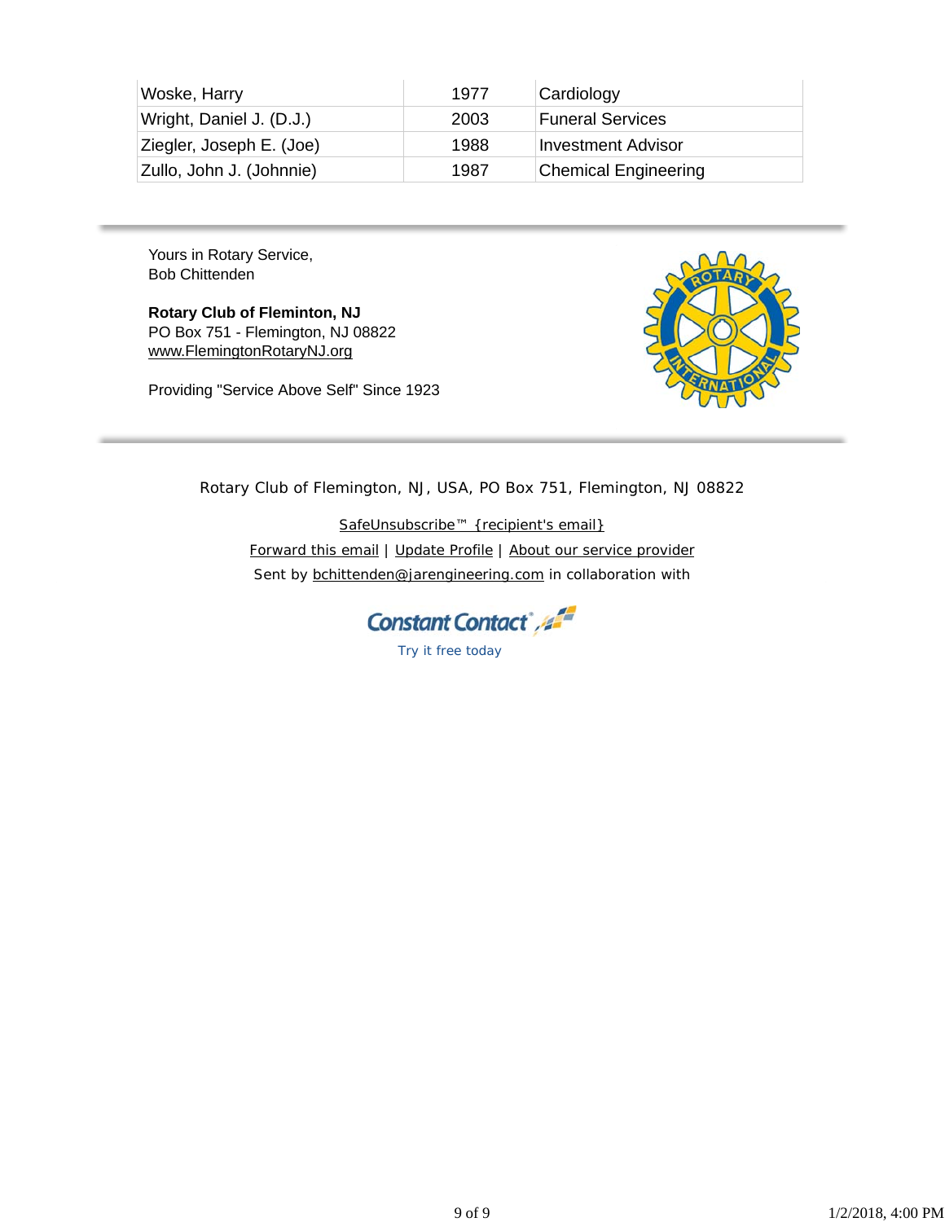| | | |
|---|---|---|
| Woske, Harry | 1977 | Cardiology |
| Wright, Daniel J. (D.J.) | 2003 | Funeral Services |
| Ziegler, Joseph E. (Joe) | 1988 | Investment Advisor |
| Zullo, John J. (Johnnie) | 1987 | Chemical Engineering |

Yours in Rotary Service,
Bob Chittenden

**Rotary Club of Fleminton, NJ**
PO Box 751 - Flemington, NJ 08822
www.FlemingtonRotaryNJ.org

Providing "Service Above Self" Since 1923

Rotary Club of Flemington, NJ, USA, PO Box 751, Flemington, NJ 08822

SafeUnsubscribe™ {recipient's email}

Forward this email | Update Profile | About our service provider

Sent by bchittenden@jarengineering.com in collaboration with

Constant Contact

Try it free today